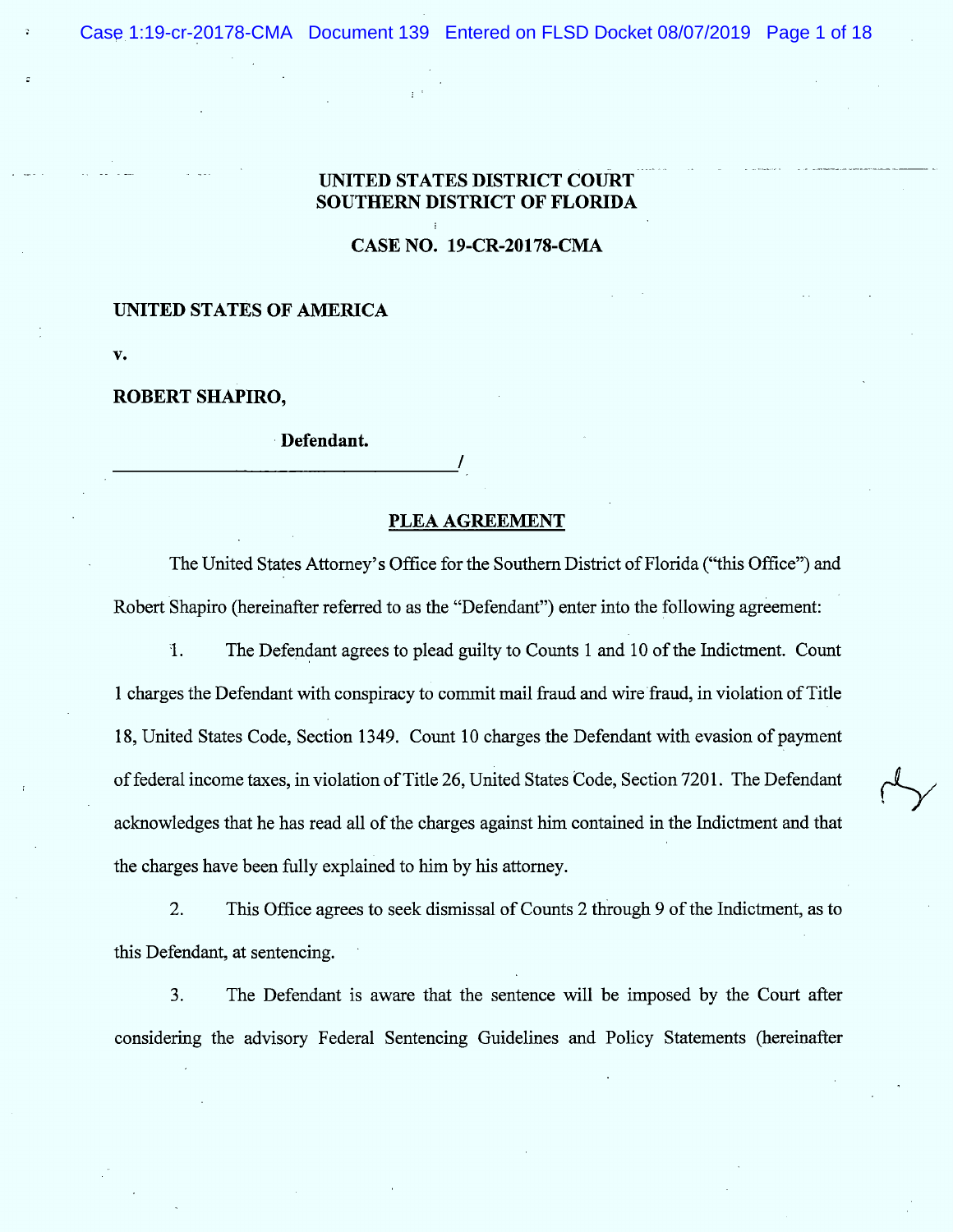**UNITED STATES DISTRICT COURT**
**SOUTHERN DISTRICT OF FLORIDA**

**CASE NO. 19-CR-20178-CMA**

**UNITED STATES OF AMERICA**

**v.**

**ROBERT SHAPIRO,**

**Defendant.**

________________________________________/

## PLEA AGREEMENT

The United States Attorney's Office for the Southern District of Florida ("this Office") and Robert Shapiro (hereinafter referred to as the "Defendant") enter into the following agreement:

1. The Defendant agrees to plead guilty to Counts 1 and 10 of the Indictment. Count 1 charges the Defendant with conspiracy to commit mail fraud and wire fraud, in violation of Title 18, United States Code, Section 1349. Count 10 charges the Defendant with evasion of payment of federal income taxes, in violation of Title 26, United States Code, Section 7201. The Defendant acknowledges that he has read all of the charges against him contained in the Indictment and that the charges have been fully explained to him by his attorney.

2. This Office agrees to seek dismissal of Counts 2 through 9 of the Indictment, as to this Defendant, at sentencing.

3. The Defendant is aware that the sentence will be imposed by the Court after considering the advisory Federal Sentencing Guidelines and Policy Statements (hereinafter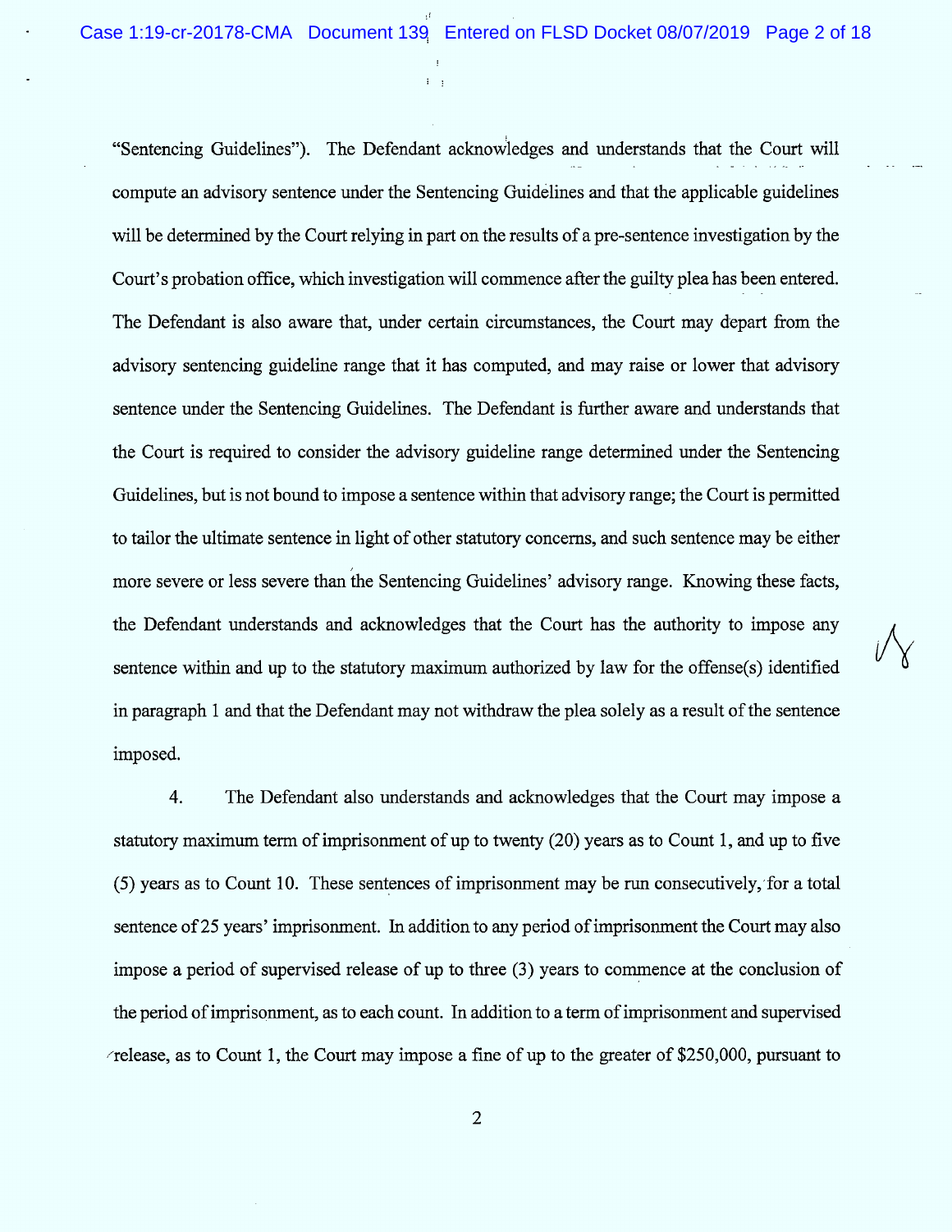"Sentencing Guidelines"). The Defendant acknowledges and understands that the Court will compute an advisory sentence under the Sentencing Guidelines and that the applicable guidelines will be determined by the Court relying in part on the results of a pre-sentence investigation by the Court's probation office, which investigation will commence after the guilty plea has been entered. The Defendant is also aware that, under certain circumstances, the Court may depart from the advisory sentencing guideline range that it has computed, and may raise or lower that advisory sentence under the Sentencing Guidelines. The Defendant is further aware and understands that the Court is required to consider the advisory guideline range determined under the Sentencing Guidelines, but is not bound to impose a sentence within that advisory range; the Court is permitted to tailor the ultimate sentence in light of other statutory concerns, and such sentence may be either more severe or less severe than the Sentencing Guidelines' advisory range. Knowing these facts, the Defendant understands and acknowledges that the Court has the authority to impose any sentence within and up to the statutory maximum authorized by law for the offense(s) identified in paragraph 1 and that the Defendant may not withdraw the plea solely as a result of the sentence imposed.

4. The Defendant also understands and acknowledges that the Court may impose a statutory maximum term of imprisonment of up to twenty (20) years as to Count 1, and up to five (5) years as to Count 10. These sentences of imprisonment may be run consecutively, for a total sentence of 25 years' imprisonment. In addition to any period of imprisonment the Court may also impose a period of supervised release of up to three (3) years to commence at the conclusion of the period of imprisonment, as to each count. In addition to a term of imprisonment and supervised release, as to Count 1, the Court may impose a fine of up to the greater of $250,000, pursuant to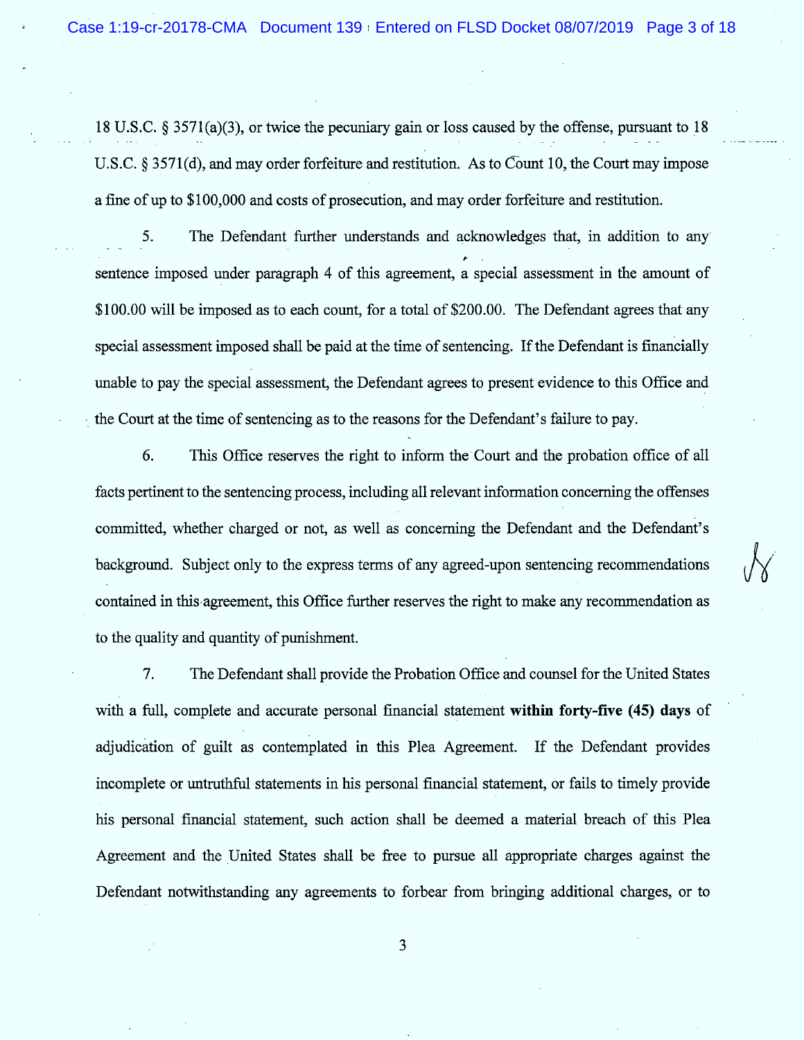18 U.S.C. § 3571(a)(3), or twice the pecuniary gain or loss caused by the offense, pursuant to 18 U.S.C. § 3571(d), and may order forfeiture and restitution. As to Count 10, the Court may impose a fine of up to $100,000 and costs of prosecution, and may order forfeiture and restitution.

5. The Defendant further understands and acknowledges that, in addition to any sentence imposed under paragraph 4 of this agreement, a special assessment in the amount of $100.00 will be imposed as to each count, for a total of $200.00. The Defendant agrees that any special assessment imposed shall be paid at the time of sentencing. If the Defendant is financially unable to pay the special assessment, the Defendant agrees to present evidence to this Office and the Court at the time of sentencing as to the reasons for the Defendant's failure to pay.

6. This Office reserves the right to inform the Court and the probation office of all facts pertinent to the sentencing process, including all relevant information concerning the offenses committed, whether charged or not, as well as concerning the Defendant and the Defendant's background. Subject only to the express terms of any agreed-upon sentencing recommendations contained in this agreement, this Office further reserves the right to make any recommendation as to the quality and quantity of punishment.

7. The Defendant shall provide the Probation Office and counsel for the United States with a full, complete and accurate personal financial statement **within forty-five (45) days** of adjudication of guilt as contemplated in this Plea Agreement. If the Defendant provides incomplete or untruthful statements in his personal financial statement, or fails to timely provide his personal financial statement, such action shall be deemed a material breach of this Plea Agreement and the United States shall be free to pursue all appropriate charges against the Defendant notwithstanding any agreements to forbear from bringing additional charges, or to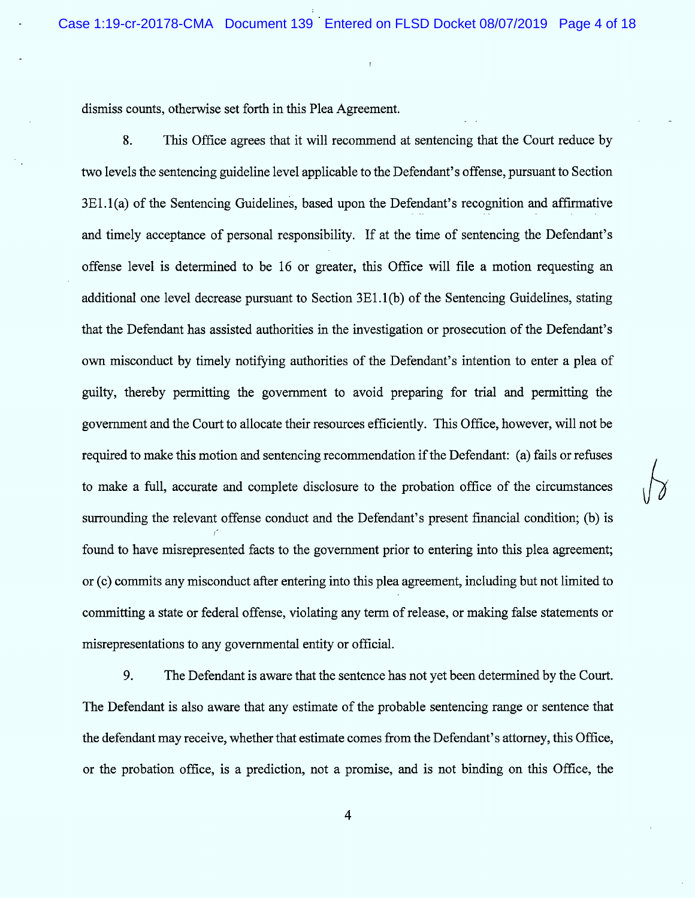dismiss counts, otherwise set forth in this Plea Agreement.

8. This Office agrees that it will recommend at sentencing that the Court reduce by two levels the sentencing guideline level applicable to the Defendant's offense, pursuant to Section 3E1.1(a) of the Sentencing Guidelines, based upon the Defendant's recognition and affirmative and timely acceptance of personal responsibility. If at the time of sentencing the Defendant's offense level is determined to be 16 or greater, this Office will file a motion requesting an additional one level decrease pursuant to Section 3E1.1(b) of the Sentencing Guidelines, stating that the Defendant has assisted authorities in the investigation or prosecution of the Defendant's own misconduct by timely notifying authorities of the Defendant's intention to enter a plea of guilty, thereby permitting the government to avoid preparing for trial and permitting the government and the Court to allocate their resources efficiently. This Office, however, will not be required to make this motion and sentencing recommendation if the Defendant: (a) fails or refuses to make a full, accurate and complete disclosure to the probation office of the circumstances surrounding the relevant offense conduct and the Defendant's present financial condition; (b) is found to have misrepresented facts to the government prior to entering into this plea agreement; or (c) commits any misconduct after entering into this plea agreement, including but not limited to committing a state or federal offense, violating any term of release, or making false statements or misrepresentations to any governmental entity or official.

9. The Defendant is aware that the sentence has not yet been determined by the Court. The Defendant is also aware that any estimate of the probable sentencing range or sentence that the defendant may receive, whether that estimate comes from the Defendant's attorney, this Office, or the probation office, is a prediction, not a promise, and is not binding on this Office, the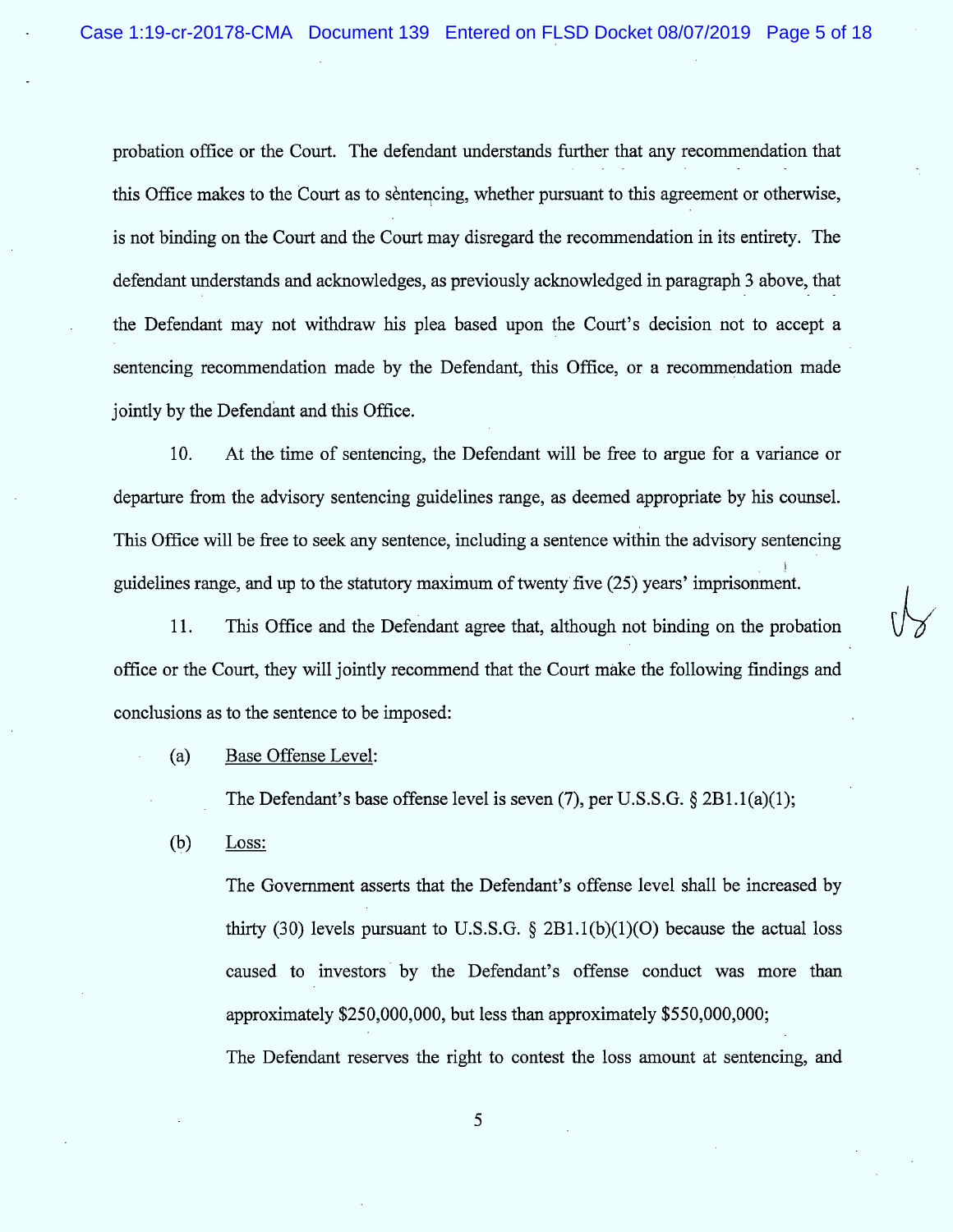probation office or the Court. The defendant understands further that any recommendation that this Office makes to the Court as to sentencing, whether pursuant to this agreement or otherwise, is not binding on the Court and the Court may disregard the recommendation in its entirety. The defendant understands and acknowledges, as previously acknowledged in paragraph 3 above, that the Defendant may not withdraw his plea based upon the Court's decision not to accept a sentencing recommendation made by the Defendant, this Office, or a recommendation made jointly by the Defendant and this Office.

10. At the time of sentencing, the Defendant will be free to argue for a variance or departure from the advisory sentencing guidelines range, as deemed appropriate by his counsel. This Office will be free to seek any sentence, including a sentence within the advisory sentencing guidelines range, and up to the statutory maximum of twenty five (25) years' imprisonment.

11. This Office and the Defendant agree that, although not binding on the probation office or the Court, they will jointly recommend that the Court make the following findings and conclusions as to the sentence to be imposed:

(a) Base Offense Level:

The Defendant's base offense level is seven (7), per U.S.S.G. § 2B1.1(a)(1);

(b) Loss:

The Government asserts that the Defendant's offense level shall be increased by thirty (30) levels pursuant to U.S.S.G. § 2B1.1(b)(1)(O) because the actual loss caused to investors by the Defendant's offense conduct was more than approximately $250,000,000, but less than approximately $550,000,000;

The Defendant reserves the right to contest the loss amount at sentencing, and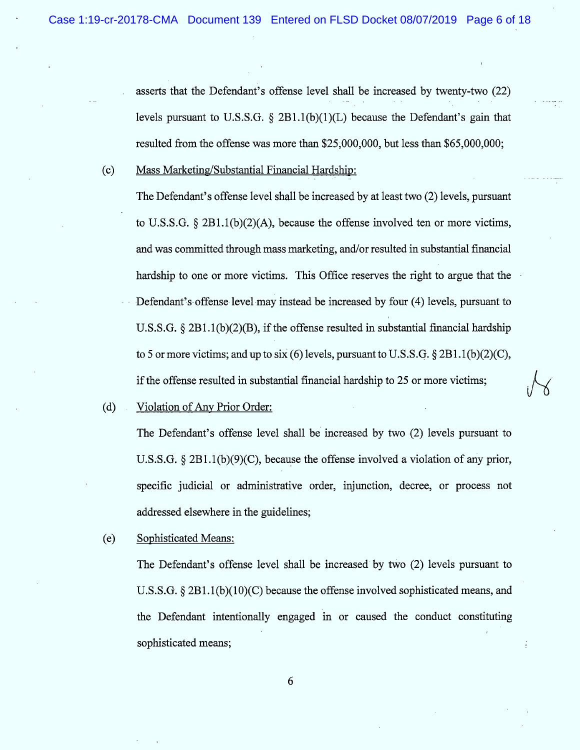asserts that the Defendant's offense level shall be increased by twenty-two (22) levels pursuant to U.S.S.G. § 2B1.1(b)(1)(L) because the Defendant's gain that resulted from the offense was more than $25,000,000, but less than $65,000,000;

(c) <u>Mass Marketing/Substantial Financial Hardship:</u>

The Defendant's offense level shall be increased by at least two (2) levels, pursuant to U.S.S.G. § 2B1.1(b)(2)(A), because the offense involved ten or more victims, and was committed through mass marketing, and/or resulted in substantial financial hardship to one or more victims. This Office reserves the right to argue that the Defendant's offense level may instead be increased by four (4) levels, pursuant to U.S.S.G. § 2B1.1(b)(2)(B), if the offense resulted in substantial financial hardship to 5 or more victims; and up to six (6) levels, pursuant to U.S.S.G. § 2B1.1(b)(2)(C), if the offense resulted in substantial financial hardship to 25 or more victims;

(d) <u>Violation of Any Prior Order:</u>

The Defendant's offense level shall be increased by two (2) levels pursuant to U.S.S.G. § 2B1.1(b)(9)(C), because the offense involved a violation of any prior, specific judicial or administrative order, injunction, decree, or process not addressed elsewhere in the guidelines;

(e) <u>Sophisticated Means:</u>

The Defendant's offense level shall be increased by two (2) levels pursuant to U.S.S.G. § 2B1.1(b)(10)(C) because the offense involved sophisticated means, and the Defendant intentionally engaged in or caused the conduct constituting sophisticated means;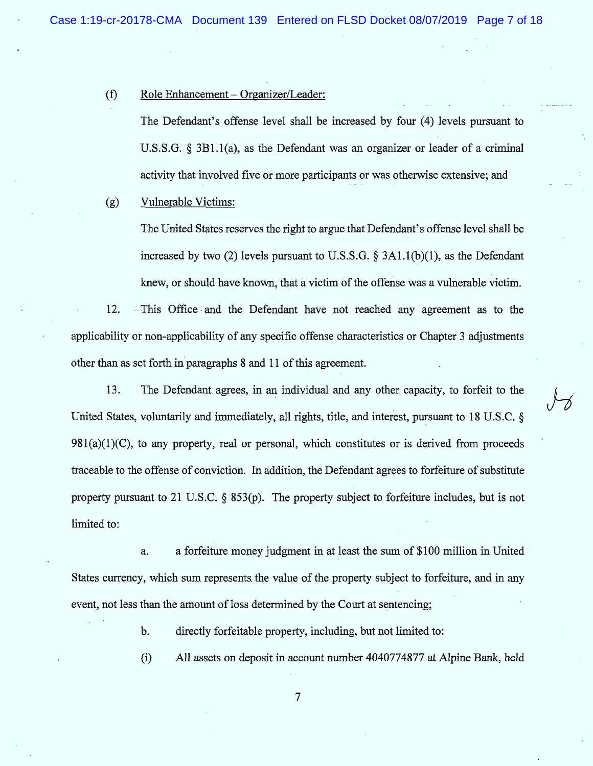(f) Role Enhancement – Organizer/Leader:

The Defendant's offense level shall be increased by four (4) levels pursuant to U.S.S.G. § 3B1.1(a), as the Defendant was an organizer or leader of a criminal activity that involved five or more participants or was otherwise extensive; and

(g) Vulnerable Victims:

The United States reserves the right to argue that Defendant's offense level shall be increased by two (2) levels pursuant to U.S.S.G. § 3A1.1(b)(1), as the Defendant knew, or should have known, that a victim of the offense was a vulnerable victim.

12. This Office and the Defendant have not reached any agreement as to the applicability or non-applicability of any specific offense characteristics or Chapter 3 adjustments other than as set forth in paragraphs 8 and 11 of this agreement.

13. The Defendant agrees, in an individual and any other capacity, to forfeit to the United States, voluntarily and immediately, all rights, title, and interest, pursuant to 18 U.S.C. § 981(a)(1)(C), to any property, real or personal, which constitutes or is derived from proceeds traceable to the offense of conviction. In addition, the Defendant agrees to forfeiture of substitute property pursuant to 21 U.S.C. § 853(p). The property subject to forfeiture includes, but is not limited to:

a. a forfeiture money judgment in at least the sum of $100 million in United States currency, which sum represents the value of the property subject to forfeiture, and in any event, not less than the amount of loss determined by the Court at sentencing;

b. directly forfeitable property, including, but not limited to:

(i) All assets on deposit in account number 4040774877 at Alpine Bank, held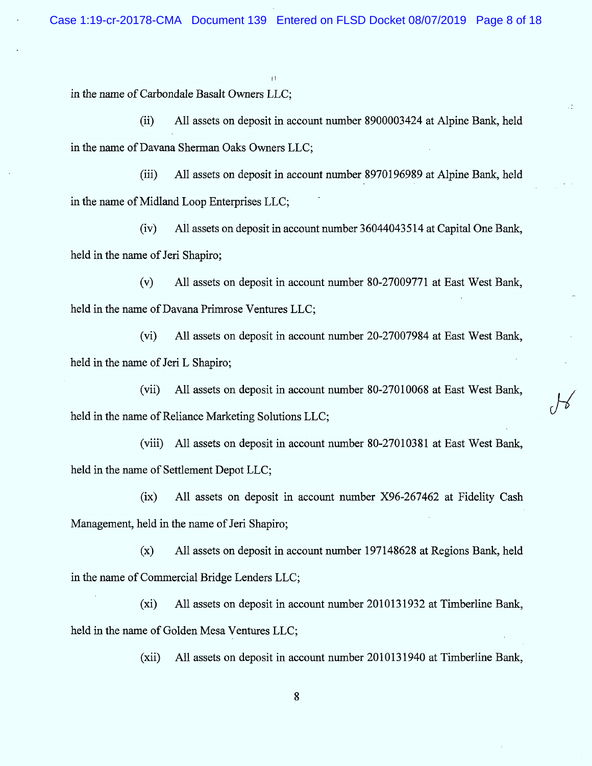in the name of Carbondale Basalt Owners LLC;

(ii) All assets on deposit in account number 8900003424 at Alpine Bank, held in the name of Davana Sherman Oaks Owners LLC;

(iii) All assets on deposit in account number 8970196989 at Alpine Bank, held in the name of Midland Loop Enterprises LLC;

(iv) All assets on deposit in account number 36044043514 at Capital One Bank, held in the name of Jeri Shapiro;

(v) All assets on deposit in account number 80-27009771 at East West Bank, held in the name of Davana Primrose Ventures LLC;

(vi) All assets on deposit in account number 20-27007984 at East West Bank, held in the name of Jeri L Shapiro;

(vii) All assets on deposit in account number 80-27010068 at East West Bank, held in the name of Reliance Marketing Solutions LLC;

(viii) All assets on deposit in account number 80-27010381 at East West Bank, held in the name of Settlement Depot LLC;

(ix) All assets on deposit in account number X96-267462 at Fidelity Cash Management, held in the name of Jeri Shapiro;

(x) All assets on deposit in account number 197148628 at Regions Bank, held in the name of Commercial Bridge Lenders LLC;

(xi) All assets on deposit in account number 2010131932 at Timberline Bank, held in the name of Golden Mesa Ventures LLC;

(xii) All assets on deposit in account number 2010131940 at Timberline Bank,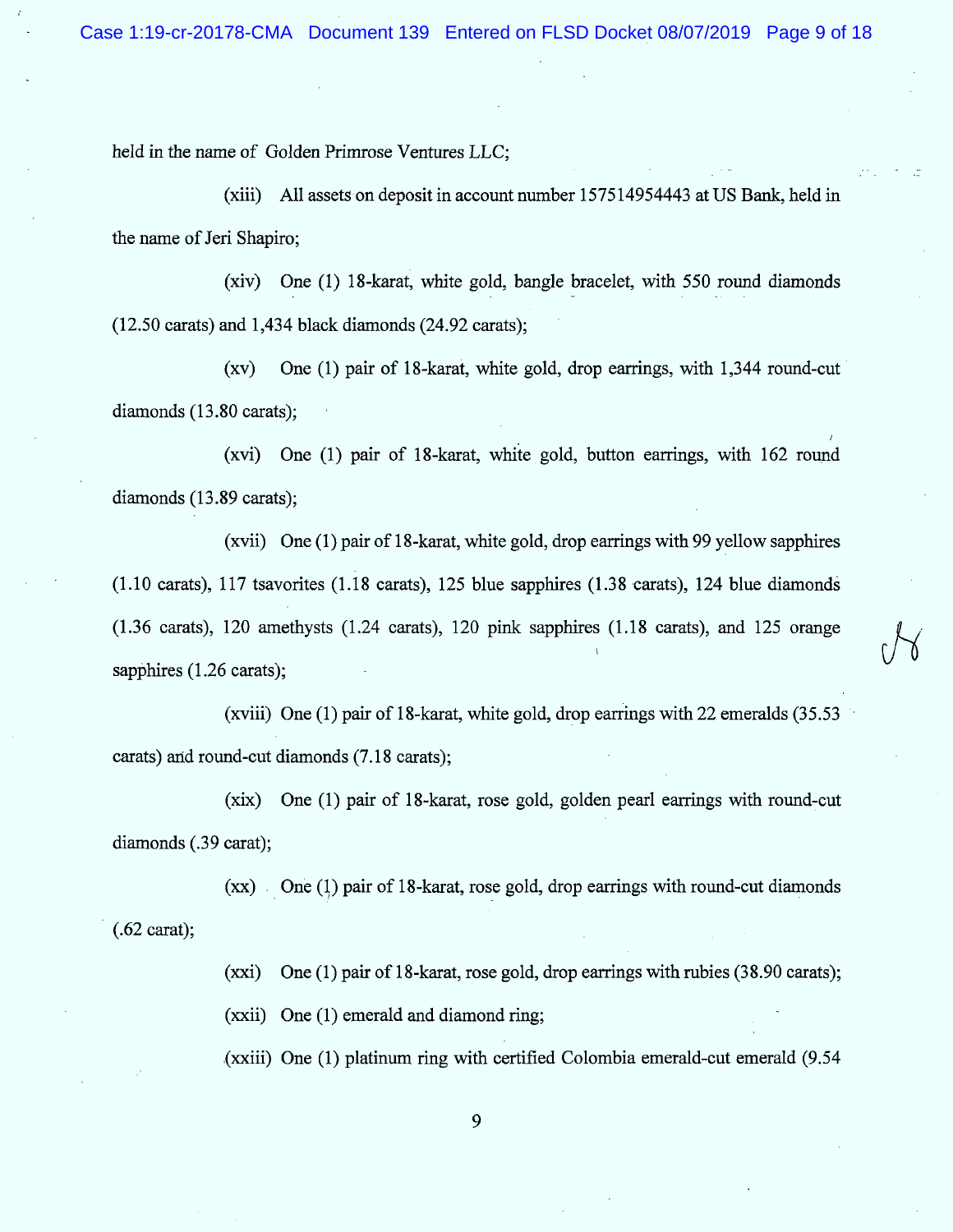held in the name of Golden Primrose Ventures LLC;

(xiii) All assets on deposit in account number 157514954443 at US Bank, held in the name of Jeri Shapiro;

(xiv) One (1) 18-karat, white gold, bangle bracelet, with 550 round diamonds (12.50 carats) and 1,434 black diamonds (24.92 carats);

(xv) One (1) pair of 18-karat, white gold, drop earrings, with 1,344 round-cut diamonds (13.80 carats);

(xvi) One (1) pair of 18-karat, white gold, button earrings, with 162 round diamonds (13.89 carats);

(xvii) One (1) pair of 18-karat, white gold, drop earrings with 99 yellow sapphires (1.10 carats), 117 tsavorites (1.18 carats), 125 blue sapphires (1.38 carats), 124 blue diamonds (1.36 carats), 120 amethysts (1.24 carats), 120 pink sapphires (1.18 carats), and 125 orange sapphires (1.26 carats);

(xviii) One (1) pair of 18-karat, white gold, drop earrings with 22 emeralds (35.53 carats) and round-cut diamonds (7.18 carats);

(xix) One (1) pair of 18-karat, rose gold, golden pearl earrings with round-cut diamonds (.39 carat);

(xx) One (1) pair of 18-karat, rose gold, drop earrings with round-cut diamonds (.62 carat);

(xxi) One (1) pair of 18-karat, rose gold, drop earrings with rubies (38.90 carats);

(xxii) One (1) emerald and diamond ring;

(xxiii) One (1) platinum ring with certified Colombia emerald-cut emerald (9.54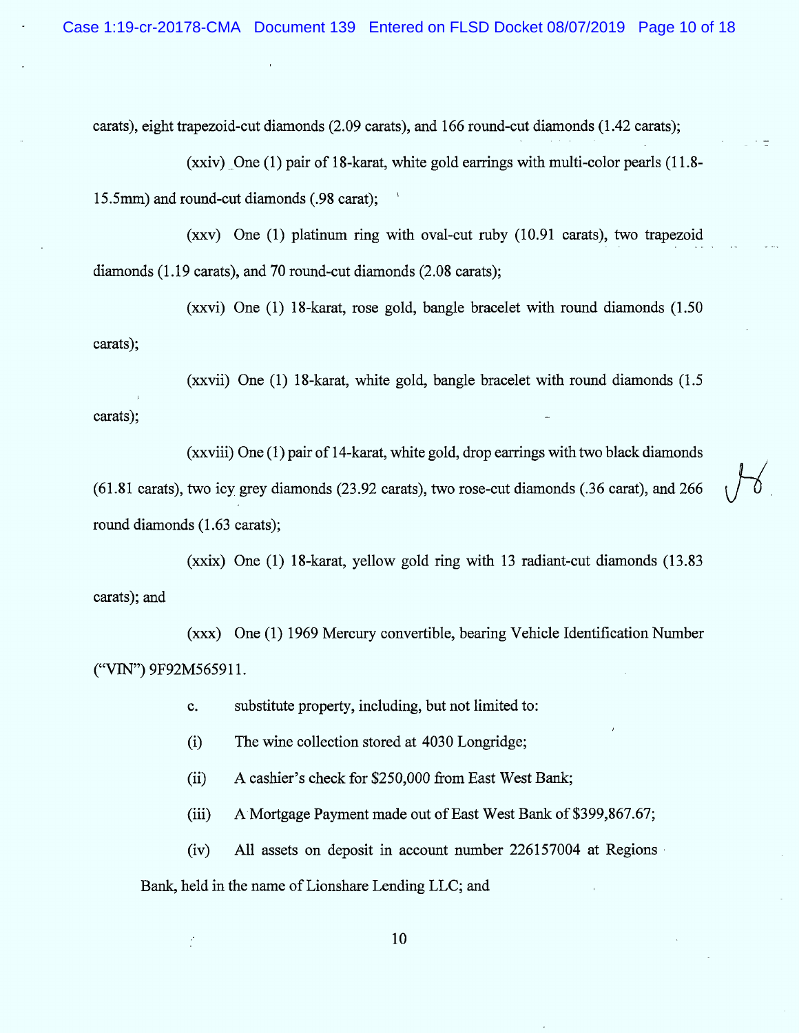carats), eight trapezoid-cut diamonds (2.09 carats), and 166 round-cut diamonds (1.42 carats);

(xxiv) One (1) pair of 18-karat, white gold earrings with multi-color pearls (11.8-15.5mm) and round-cut diamonds (.98 carat);

(xxv) One (1) platinum ring with oval-cut ruby (10.91 carats), two trapezoid diamonds (1.19 carats), and 70 round-cut diamonds (2.08 carats);

(xxvi) One (1) 18-karat, rose gold, bangle bracelet with round diamonds (1.50 carats);

(xxvii) One (1) 18-karat, white gold, bangle bracelet with round diamonds (1.5 carats);

(xxviii) One (1) pair of 14-karat, white gold, drop earrings with two black diamonds (61.81 carats), two icy grey diamonds (23.92 carats), two rose-cut diamonds (.36 carat), and 266 round diamonds (1.63 carats);

(xxix) One (1) 18-karat, yellow gold ring with 13 radiant-cut diamonds (13.83 carats); and

(xxx) One (1) 1969 Mercury convertible, bearing Vehicle Identification Number ("VIN") 9F92M565911.

c. substitute property, including, but not limited to:

(i) The wine collection stored at 4030 Longridge;

(ii) A cashier's check for $250,000 from East West Bank;

(iii) A Mortgage Payment made out of East West Bank of $399,867.67;

(iv) All assets on deposit in account number 226157004 at Regions Bank, held in the name of Lionshare Lending LLC; and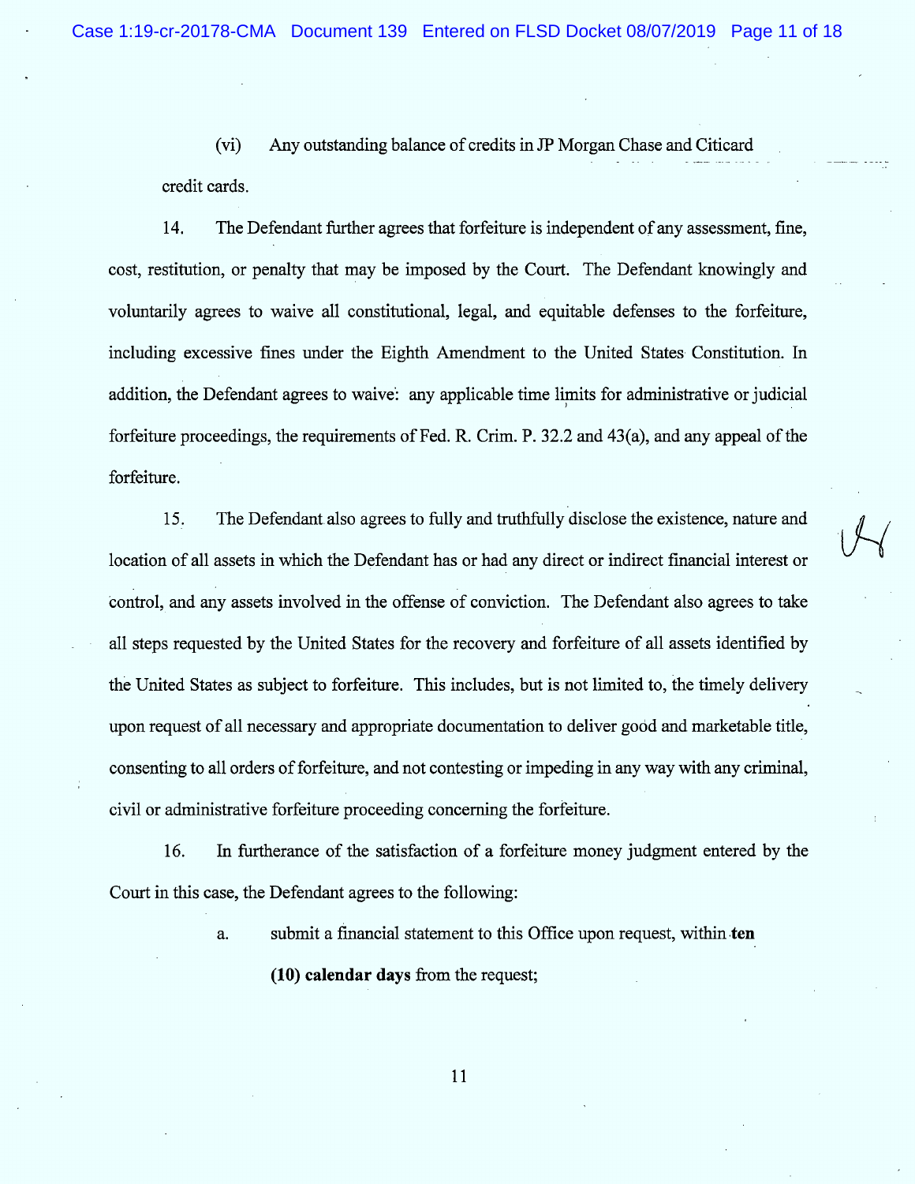(vi) Any outstanding balance of credits in JP Morgan Chase and Citicard credit cards.

14. The Defendant further agrees that forfeiture is independent of any assessment, fine, cost, restitution, or penalty that may be imposed by the Court. The Defendant knowingly and voluntarily agrees to waive all constitutional, legal, and equitable defenses to the forfeiture, including excessive fines under the Eighth Amendment to the United States Constitution. In addition, the Defendant agrees to waive: any applicable time limits for administrative or judicial forfeiture proceedings, the requirements of Fed. R. Crim. P. 32.2 and 43(a), and any appeal of the forfeiture.

15. The Defendant also agrees to fully and truthfully disclose the existence, nature and location of all assets in which the Defendant has or had any direct or indirect financial interest or control, and any assets involved in the offense of conviction. The Defendant also agrees to take all steps requested by the United States for the recovery and forfeiture of all assets identified by the United States as subject to forfeiture. This includes, but is not limited to, the timely delivery upon request of all necessary and appropriate documentation to deliver good and marketable title, consenting to all orders of forfeiture, and not contesting or impeding in any way with any criminal, civil or administrative forfeiture proceeding concerning the forfeiture.

16. In furtherance of the satisfaction of a forfeiture money judgment entered by the Court in this case, the Defendant agrees to the following:

a. submit a financial statement to this Office upon request, within **ten (10) calendar days** from the request;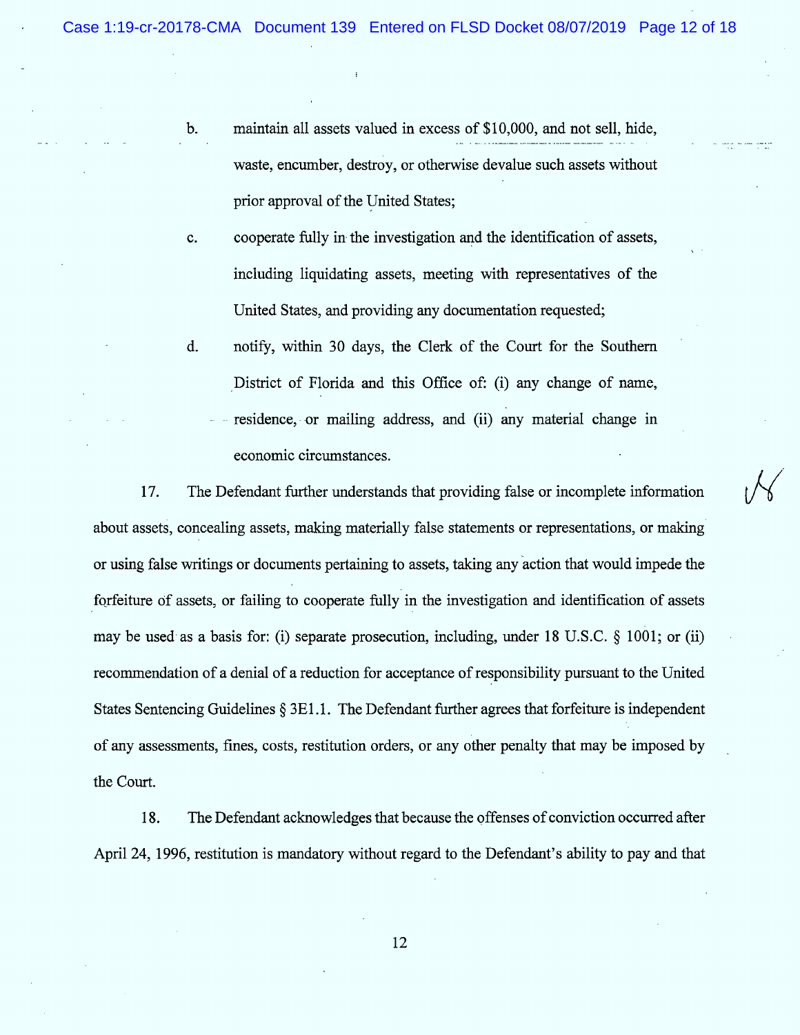b. maintain all assets valued in excess of $10,000, and not sell, hide, waste, encumber, destroy, or otherwise devalue such assets without prior approval of the United States;

c. cooperate fully in the investigation and the identification of assets, including liquidating assets, meeting with representatives of the United States, and providing any documentation requested;

d. notify, within 30 days, the Clerk of the Court for the Southern District of Florida and this Office of: (i) any change of name, residence, or mailing address, and (ii) any material change in economic circumstances.

17. The Defendant further understands that providing false or incomplete information about assets, concealing assets, making materially false statements or representations, or making or using false writings or documents pertaining to assets, taking any action that would impede the forfeiture of assets, or failing to cooperate fully in the investigation and identification of assets may be used as a basis for: (i) separate prosecution, including, under 18 U.S.C. § 1001; or (ii) recommendation of a denial of a reduction for acceptance of responsibility pursuant to the United States Sentencing Guidelines § 3E1.1. The Defendant further agrees that forfeiture is independent of any assessments, fines, costs, restitution orders, or any other penalty that may be imposed by the Court.

18. The Defendant acknowledges that because the offenses of conviction occurred after April 24, 1996, restitution is mandatory without regard to the Defendant's ability to pay and that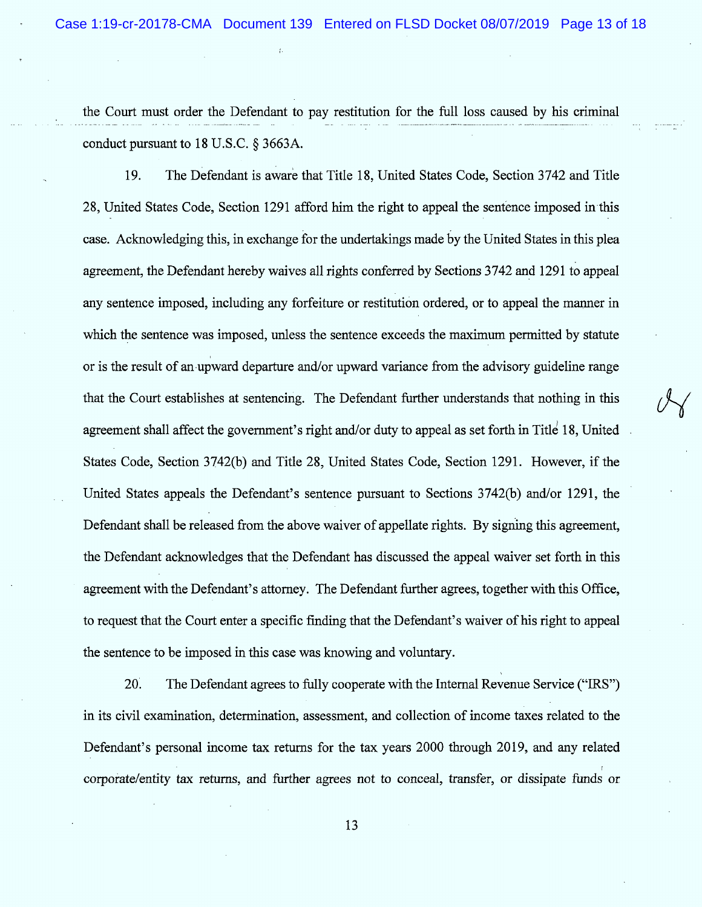the Court must order the Defendant to pay restitution for the full loss caused by his criminal conduct pursuant to 18 U.S.C. § 3663A.

19. The Defendant is aware that Title 18, United States Code, Section 3742 and Title 28, United States Code, Section 1291 afford him the right to appeal the sentence imposed in this case. Acknowledging this, in exchange for the undertakings made by the United States in this plea agreement, the Defendant hereby waives all rights conferred by Sections 3742 and 1291 to appeal any sentence imposed, including any forfeiture or restitution ordered, or to appeal the manner in which the sentence was imposed, unless the sentence exceeds the maximum permitted by statute or is the result of an upward departure and/or upward variance from the advisory guideline range that the Court establishes at sentencing. The Defendant further understands that nothing in this agreement shall affect the government's right and/or duty to appeal as set forth in Title 18, United States Code, Section 3742(b) and Title 28, United States Code, Section 1291. However, if the United States appeals the Defendant's sentence pursuant to Sections 3742(b) and/or 1291, the Defendant shall be released from the above waiver of appellate rights. By signing this agreement, the Defendant acknowledges that the Defendant has discussed the appeal waiver set forth in this agreement with the Defendant's attorney. The Defendant further agrees, together with this Office, to request that the Court enter a specific finding that the Defendant's waiver of his right to appeal the sentence to be imposed in this case was knowing and voluntary.

20. The Defendant agrees to fully cooperate with the Internal Revenue Service ("IRS") in its civil examination, determination, assessment, and collection of income taxes related to the Defendant's personal income tax returns for the tax years 2000 through 2019, and any related corporate/entity tax returns, and further agrees not to conceal, transfer, or dissipate funds or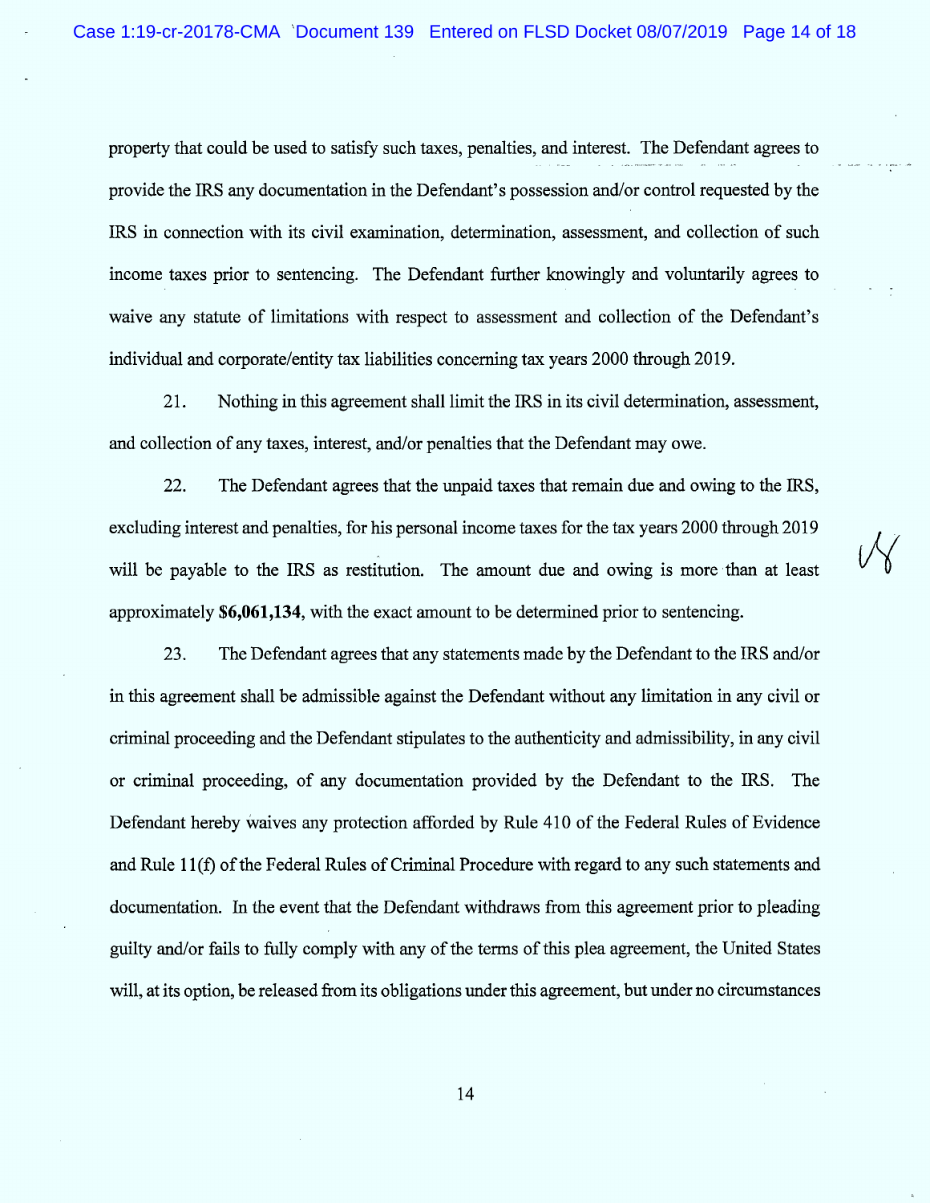property that could be used to satisfy such taxes, penalties, and interest. The Defendant agrees to provide the IRS any documentation in the Defendant's possession and/or control requested by the IRS in connection with its civil examination, determination, assessment, and collection of such income taxes prior to sentencing. The Defendant further knowingly and voluntarily agrees to waive any statute of limitations with respect to assessment and collection of the Defendant's individual and corporate/entity tax liabilities concerning tax years 2000 through 2019.

21. Nothing in this agreement shall limit the IRS in its civil determination, assessment, and collection of any taxes, interest, and/or penalties that the Defendant may owe.

22. The Defendant agrees that the unpaid taxes that remain due and owing to the IRS, excluding interest and penalties, for his personal income taxes for the tax years 2000 through 2019 will be payable to the IRS as restitution. The amount due and owing is more than at least approximately **$6,061,134**, with the exact amount to be determined prior to sentencing.

23. The Defendant agrees that any statements made by the Defendant to the IRS and/or in this agreement shall be admissible against the Defendant without any limitation in any civil or criminal proceeding and the Defendant stipulates to the authenticity and admissibility, in any civil or criminal proceeding, of any documentation provided by the Defendant to the IRS. The Defendant hereby waives any protection afforded by Rule 410 of the Federal Rules of Evidence and Rule 11(f) of the Federal Rules of Criminal Procedure with regard to any such statements and documentation. In the event that the Defendant withdraws from this agreement prior to pleading guilty and/or fails to fully comply with any of the terms of this plea agreement, the United States will, at its option, be released from its obligations under this agreement, but under no circumstances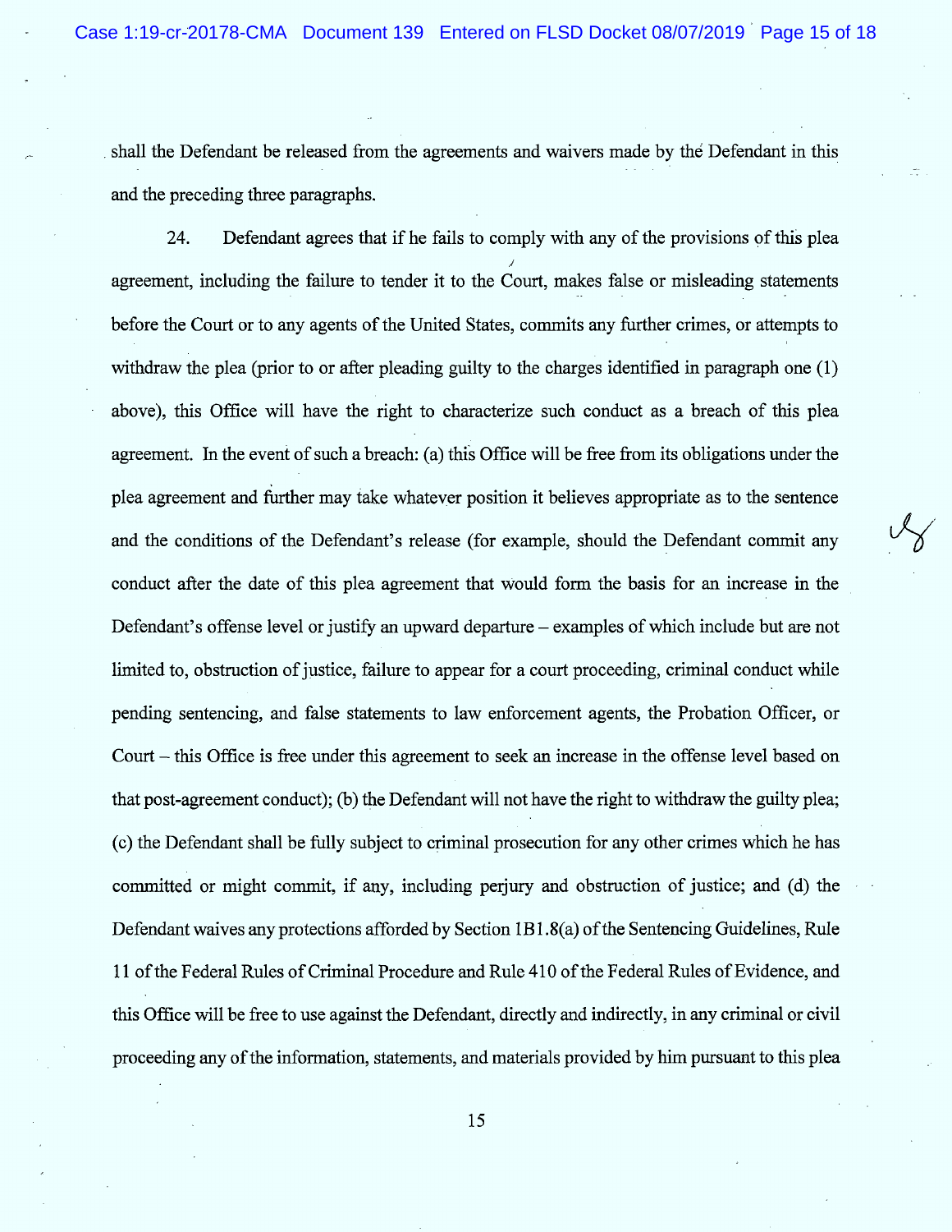shall the Defendant be released from the agreements and waivers made by the Defendant in this and the preceding three paragraphs.

24. Defendant agrees that if he fails to comply with any of the provisions of this plea agreement, including the failure to tender it to the Court, makes false or misleading statements before the Court or to any agents of the United States, commits any further crimes, or attempts to withdraw the plea (prior to or after pleading guilty to the charges identified in paragraph one (1) above), this Office will have the right to characterize such conduct as a breach of this plea agreement. In the event of such a breach: (a) this Office will be free from its obligations under the plea agreement and further may take whatever position it believes appropriate as to the sentence and the conditions of the Defendant's release (for example, should the Defendant commit any conduct after the date of this plea agreement that would form the basis for an increase in the Defendant's offense level or justify an upward departure – examples of which include but are not limited to, obstruction of justice, failure to appear for a court proceeding, criminal conduct while pending sentencing, and false statements to law enforcement agents, the Probation Officer, or Court – this Office is free under this agreement to seek an increase in the offense level based on that post-agreement conduct); (b) the Defendant will not have the right to withdraw the guilty plea; (c) the Defendant shall be fully subject to criminal prosecution for any other crimes which he has committed or might commit, if any, including perjury and obstruction of justice; and (d) the Defendant waives any protections afforded by Section 1B1.8(a) of the Sentencing Guidelines, Rule 11 of the Federal Rules of Criminal Procedure and Rule 410 of the Federal Rules of Evidence, and this Office will be free to use against the Defendant, directly and indirectly, in any criminal or civil proceeding any of the information, statements, and materials provided by him pursuant to this plea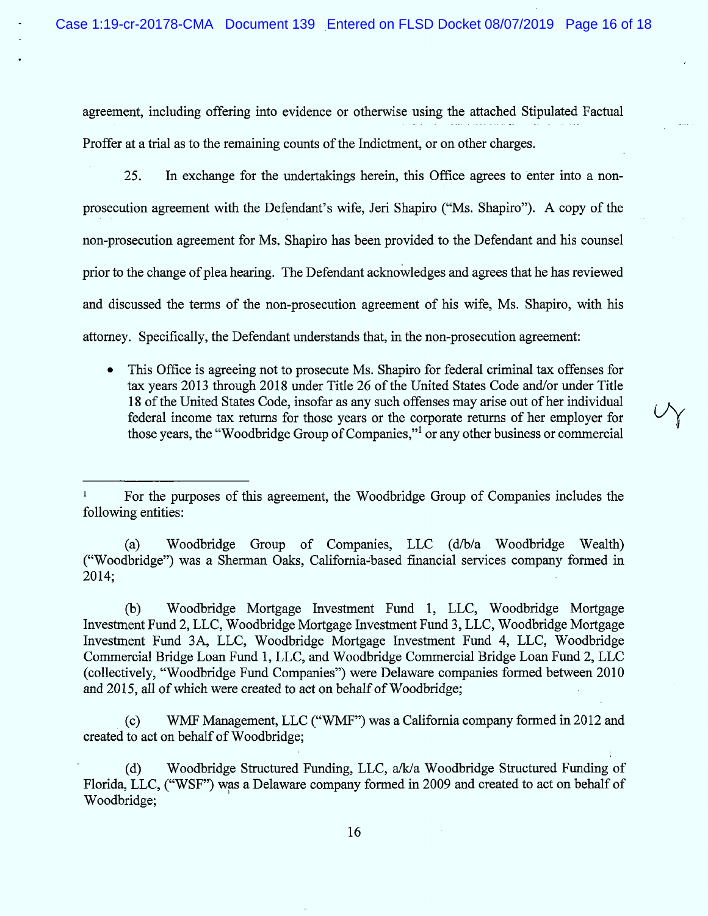agreement, including offering into evidence or otherwise using the attached Stipulated Factual Proffer at a trial as to the remaining counts of the Indictment, or on other charges.

25. In exchange for the undertakings herein, this Office agrees to enter into a non-prosecution agreement with the Defendant's wife, Jeri Shapiro ("Ms. Shapiro"). A copy of the non-prosecution agreement for Ms. Shapiro has been provided to the Defendant and his counsel prior to the change of plea hearing. The Defendant acknowledges and agrees that he has reviewed and discussed the terms of the non-prosecution agreement of his wife, Ms. Shapiro, with his attorney. Specifically, the Defendant understands that, in the non-prosecution agreement:

- This Office is agreeing not to prosecute Ms. Shapiro for federal criminal tax offenses for tax years 2013 through 2018 under Title 26 of the United States Code and/or under Title 18 of the United States Code, insofar as any such offenses may arise out of her individual federal income tax returns for those years or the corporate returns of her employer for those years, the "Woodbridge Group of Companies,"[1] or any other business or commercial

---

[1] For the purposes of this agreement, the Woodbridge Group of Companies includes the following entities:

(a) Woodbridge Group of Companies, LLC (d/b/a Woodbridge Wealth) ("Woodbridge") was a Sherman Oaks, California-based financial services company formed in 2014;

(b) Woodbridge Mortgage Investment Fund 1, LLC, Woodbridge Mortgage Investment Fund 2, LLC, Woodbridge Mortgage Investment Fund 3, LLC, Woodbridge Mortgage Investment Fund 3A, LLC, Woodbridge Mortgage Investment Fund 4, LLC, Woodbridge Commercial Bridge Loan Fund 1, LLC, and Woodbridge Commercial Bridge Loan Fund 2, LLC (collectively, "Woodbridge Fund Companies") were Delaware companies formed between 2010 and 2015, all of which were created to act on behalf of Woodbridge;

(c) WMF Management, LLC ("WMF") was a California company formed in 2012 and created to act on behalf of Woodbridge;

(d) Woodbridge Structured Funding, LLC, a/k/a Woodbridge Structured Funding of Florida, LLC, ("WSF") was a Delaware company formed in 2009 and created to act on behalf of Woodbridge;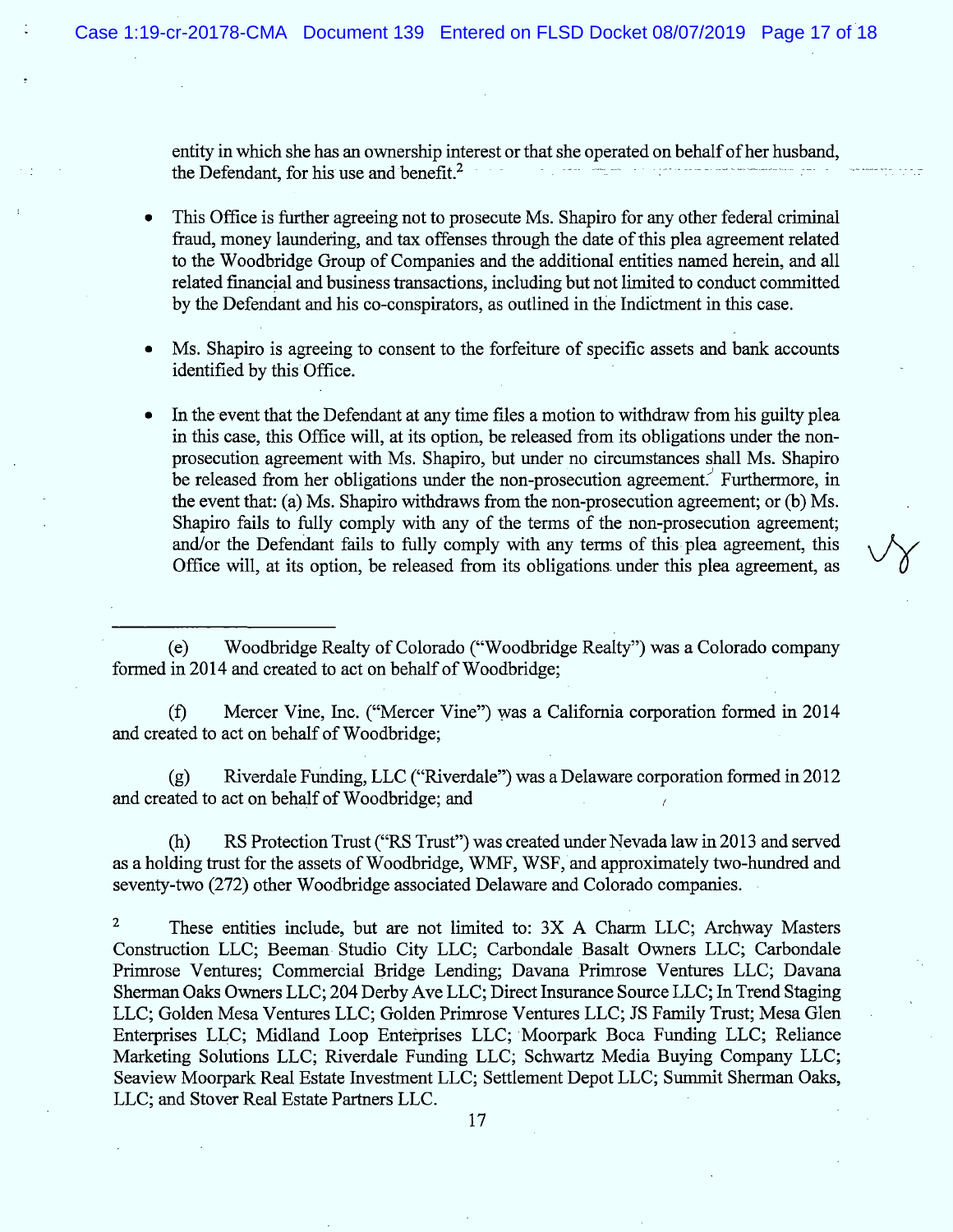entity in which she has an ownership interest or that she operated on behalf of her husband, the Defendant, for his use and benefit.[2]

- This Office is further agreeing not to prosecute Ms. Shapiro for any other federal criminal fraud, money laundering, and tax offenses through the date of this plea agreement related to the Woodbridge Group of Companies and the additional entities named herein, and all related financial and business transactions, including but not limited to conduct committed by the Defendant and his co-conspirators, as outlined in the Indictment in this case.

- Ms. Shapiro is agreeing to consent to the forfeiture of specific assets and bank accounts identified by this Office.

- In the event that the Defendant at any time files a motion to withdraw from his guilty plea in this case, this Office will, at its option, be released from its obligations under the non-prosecution agreement with Ms. Shapiro, but under no circumstances shall Ms. Shapiro be released from her obligations under the non-prosecution agreement. Furthermore, in the event that: (a) Ms. Shapiro withdraws from the non-prosecution agreement; or (b) Ms. Shapiro fails to fully comply with any of the terms of the non-prosecution agreement; and/or the Defendant fails to fully comply with any terms of this plea agreement, this Office will, at its option, be released from its obligations under this plea agreement, as

---

(e) Woodbridge Realty of Colorado ("Woodbridge Realty") was a Colorado company formed in 2014 and created to act on behalf of Woodbridge;

(f) Mercer Vine, Inc. ("Mercer Vine") was a California corporation formed in 2014 and created to act on behalf of Woodbridge;

(g) Riverdale Funding, LLC ("Riverdale") was a Delaware corporation formed in 2012 and created to act on behalf of Woodbridge; and

(h) RS Protection Trust ("RS Trust") was created under Nevada law in 2013 and served as a holding trust for the assets of Woodbridge, WMF, WSF, and approximately two-hundred and seventy-two (272) other Woodbridge associated Delaware and Colorado companies.

[2] These entities include, but are not limited to: 3X A Charm LLC; Archway Masters Construction LLC; Beeman Studio City LLC; Carbondale Basalt Owners LLC; Carbondale Primrose Ventures; Commercial Bridge Lending; Davana Primrose Ventures LLC; Davana Sherman Oaks Owners LLC; 204 Derby Ave LLC; Direct Insurance Source LLC; In Trend Staging LLC; Golden Mesa Ventures LLC; Golden Primrose Ventures LLC; JS Family Trust; Mesa Glen Enterprises LLC; Midland Loop Enterprises LLC; Moorpark Boca Funding LLC; Reliance Marketing Solutions LLC; Riverdale Funding LLC; Schwartz Media Buying Company LLC; Seaview Moorpark Real Estate Investment LLC; Settlement Depot LLC; Summit Sherman Oaks, LLC; and Stover Real Estate Partners LLC.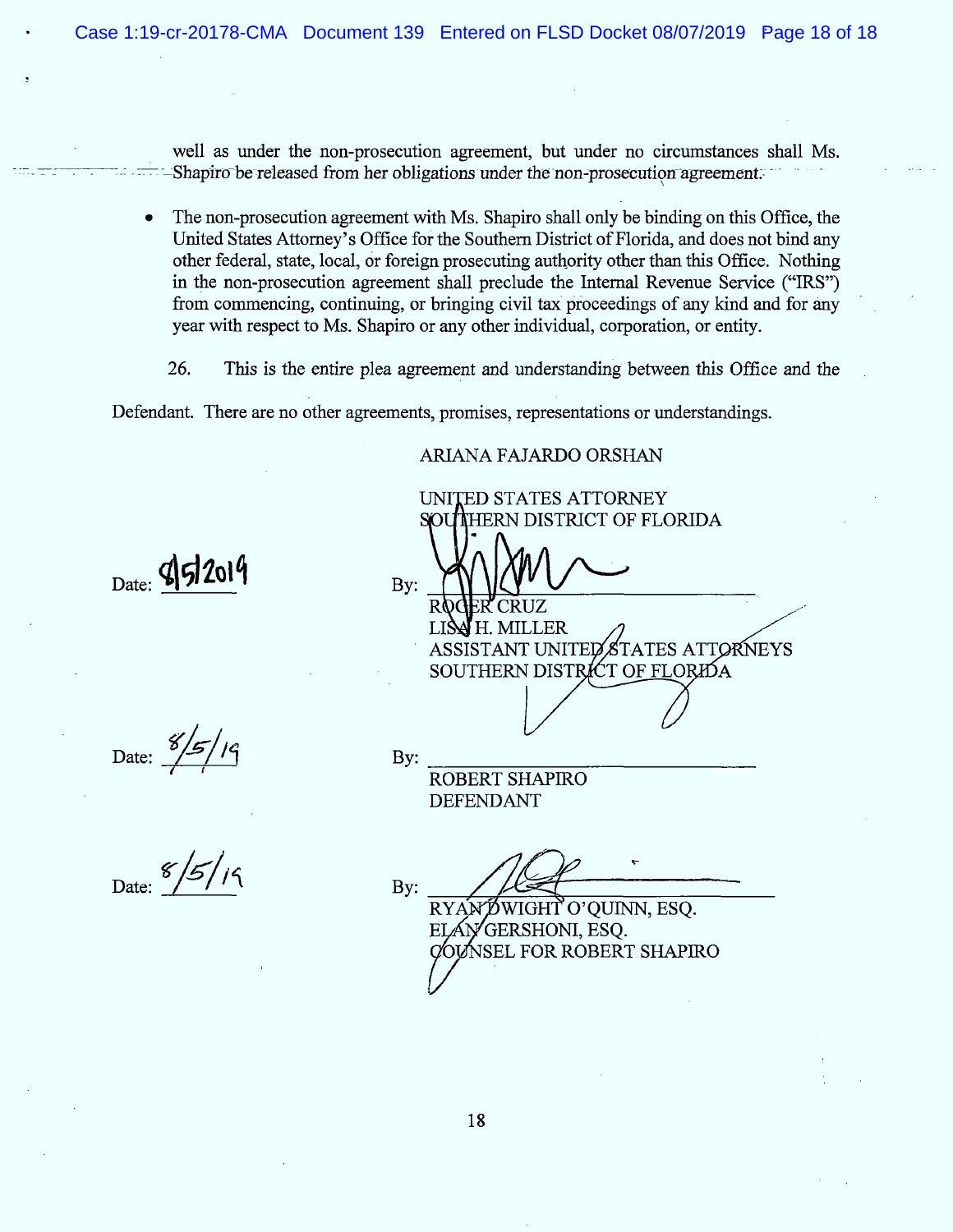well as under the non-prosecution agreement, but under no circumstances shall Ms. Shapiro be released from her obligations under the non-prosecution agreement.

- The non-prosecution agreement with Ms. Shapiro shall only be binding on this Office, the United States Attorney's Office for the Southern District of Florida, and does not bind any other federal, state, local, or foreign prosecuting authority other than this Office. Nothing in the non-prosecution agreement shall preclude the Internal Revenue Service ("IRS") from commencing, continuing, or bringing civil tax proceedings of any kind and for any year with respect to Ms. Shapiro or any other individual, corporation, or entity.

26. This is the entire plea agreement and understanding between this Office and the Defendant. There are no other agreements, promises, representations or understandings.

ARIANA FAJARDO ORSHAN

UNITED STATES ATTORNEY
SOUTHERN DISTRICT OF FLORIDA

Date: 8/5/2019

By: ______________________________
ROGER CRUZ
LISA H. MILLER
ASSISTANT UNITED STATES ATTORNEYS
SOUTHERN DISTRICT OF FLORIDA

Date: 8/5/19

By: ______________________________
ROBERT SHAPIRO
DEFENDANT

Date: 8/5/19

By: ______________________________
RYAN DWIGHT O'QUINN, ESQ.
ELAN GERSHONI, ESQ.
COUNSEL FOR ROBERT SHAPIRO